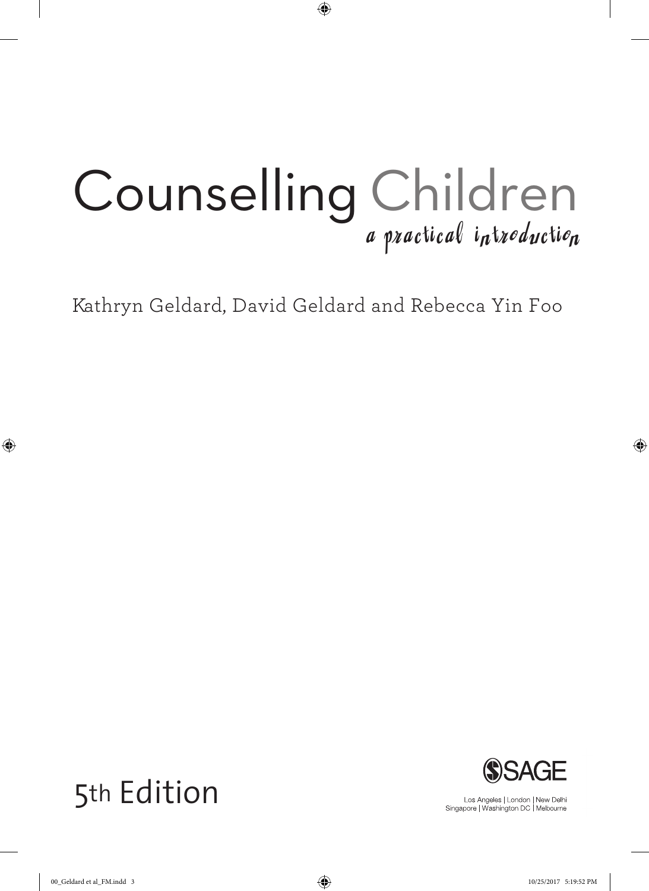# Counselling Children

## a practical introduction

Kathryn Geldard, David Geldard and Rebecca Yin Foo

5th Edition

SAGE

Los Angeles | London | New Delhi
Singapore | Washington DC | Melbourne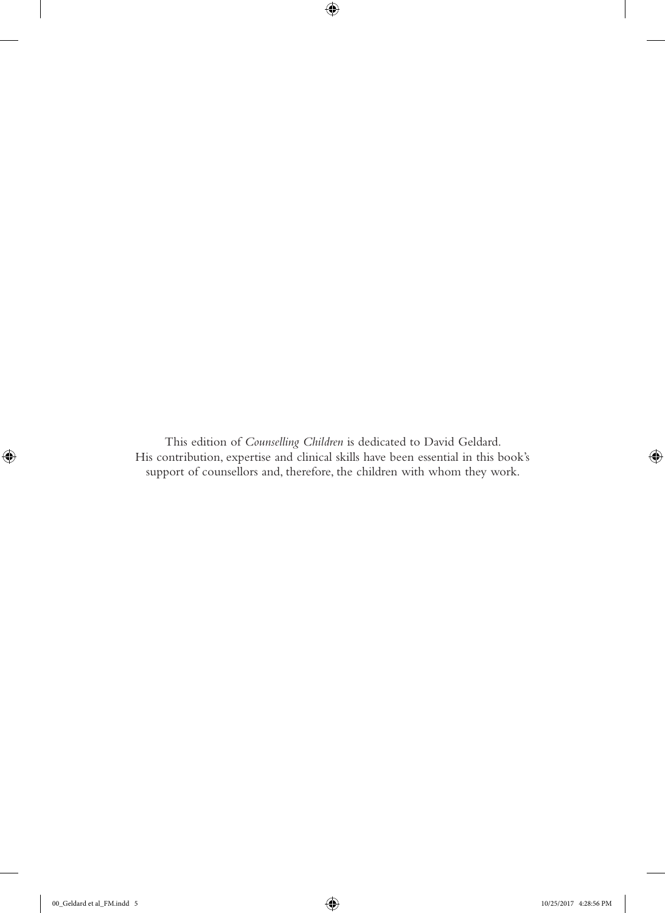This edition of *Counselling Children* is dedicated to David Geldard.
His contribution, expertise and clinical skills have been essential in this book's support of counsellors and, therefore, the children with whom they work.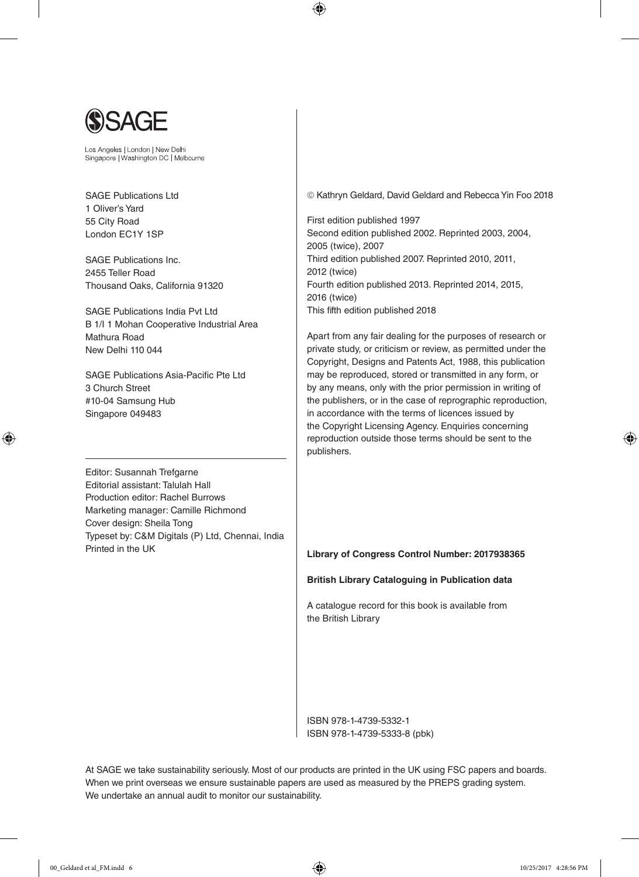SAGE

Los Angeles | London | New Delhi
Singapore | Washington DC | Melbourne

SAGE Publications Ltd
1 Oliver's Yard
55 City Road
London EC1Y 1SP

SAGE Publications Inc.
2455 Teller Road
Thousand Oaks, California 91320

SAGE Publications India Pvt Ltd
B 1/I 1 Mohan Cooperative Industrial Area
Mathura Road
New Delhi 110 044

SAGE Publications Asia-Pacific Pte Ltd
3 Church Street
#10-04 Samsung Hub
Singapore 049483

---

Editor: Susannah Trefgarne
Editorial assistant: Talulah Hall
Production editor: Rachel Burrows
Marketing manager: Camille Richmond
Cover design: Sheila Tong
Typeset by: C&M Digitals (P) Ltd, Chennai, India
Printed in the UK

© Kathryn Geldard, David Geldard and Rebecca Yin Foo 2018

First edition published 1997
Second edition published 2002. Reprinted 2003, 2004, 2005 (twice), 2007
Third edition published 2007. Reprinted 2010, 2011, 2012 (twice)
Fourth edition published 2013. Reprinted 2014, 2015, 2016 (twice)
This fifth edition published 2018

Apart from any fair dealing for the purposes of research or private study, or criticism or review, as permitted under the Copyright, Designs and Patents Act, 1988, this publication may be reproduced, stored or transmitted in any form, or by any means, only with the prior permission in writing of the publishers, or in the case of reprographic reproduction, in accordance with the terms of licences issued by the Copyright Licensing Agency. Enquiries concerning reproduction outside those terms should be sent to the publishers.

**Library of Congress Control Number: 2017938365**

**British Library Cataloguing in Publication data**

A catalogue record for this book is available from the British Library

ISBN 978-1-4739-5332-1
ISBN 978-1-4739-5333-8 (pbk)

At SAGE we take sustainability seriously. Most of our products are printed in the UK using FSC papers and boards. When we print overseas we ensure sustainable papers are used as measured by the PREPS grading system. We undertake an annual audit to monitor our sustainability.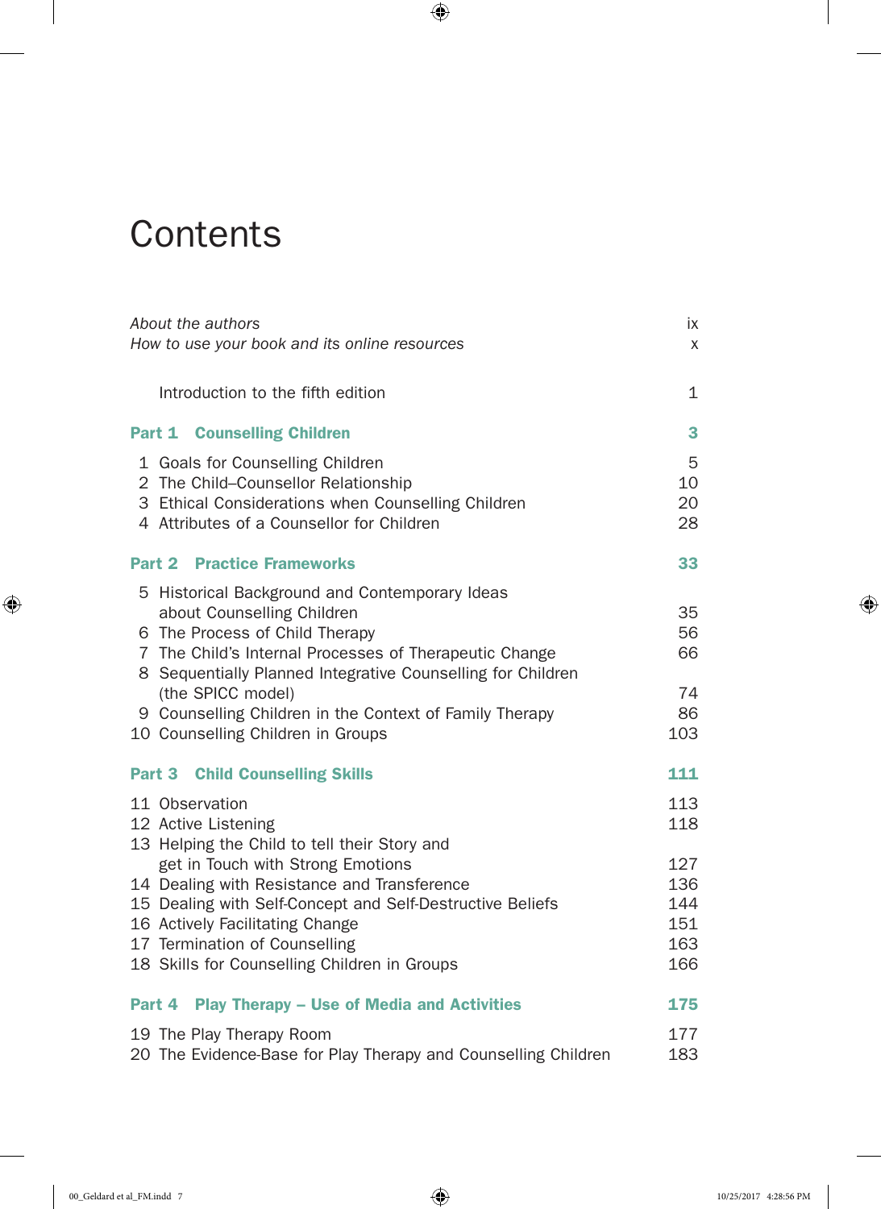# Contents

| | |
|---|---|
| *About the authors* | ix |
| *How to use your book and its online resources* | x |
| Introduction to the fifth edition | 1 |
| **Part 1 Counselling Children** | **3** |
| 1 Goals for Counselling Children | 5 |
| 2 The Child–Counsellor Relationship | 10 |
| 3 Ethical Considerations when Counselling Children | 20 |
| 4 Attributes of a Counsellor for Children | 28 |
| **Part 2 Practice Frameworks** | **33** |
| 5 Historical Background and Contemporary Ideas about Counselling Children | 35 |
| 6 The Process of Child Therapy | 56 |
| 7 The Child's Internal Processes of Therapeutic Change | 66 |
| 8 Sequentially Planned Integrative Counselling for Children (the SPICC model) | 74 |
| 9 Counselling Children in the Context of Family Therapy | 86 |
| 10 Counselling Children in Groups | 103 |
| **Part 3 Child Counselling Skills** | **111** |
| 11 Observation | 113 |
| 12 Active Listening | 118 |
| 13 Helping the Child to tell their Story and get in Touch with Strong Emotions | 127 |
| 14 Dealing with Resistance and Transference | 136 |
| 15 Dealing with Self-Concept and Self-Destructive Beliefs | 144 |
| 16 Actively Facilitating Change | 151 |
| 17 Termination of Counselling | 163 |
| 18 Skills for Counselling Children in Groups | 166 |
| **Part 4 Play Therapy – Use of Media and Activities** | **175** |
| 19 The Play Therapy Room | 177 |
| 20 The Evidence-Base for Play Therapy and Counselling Children | 183 |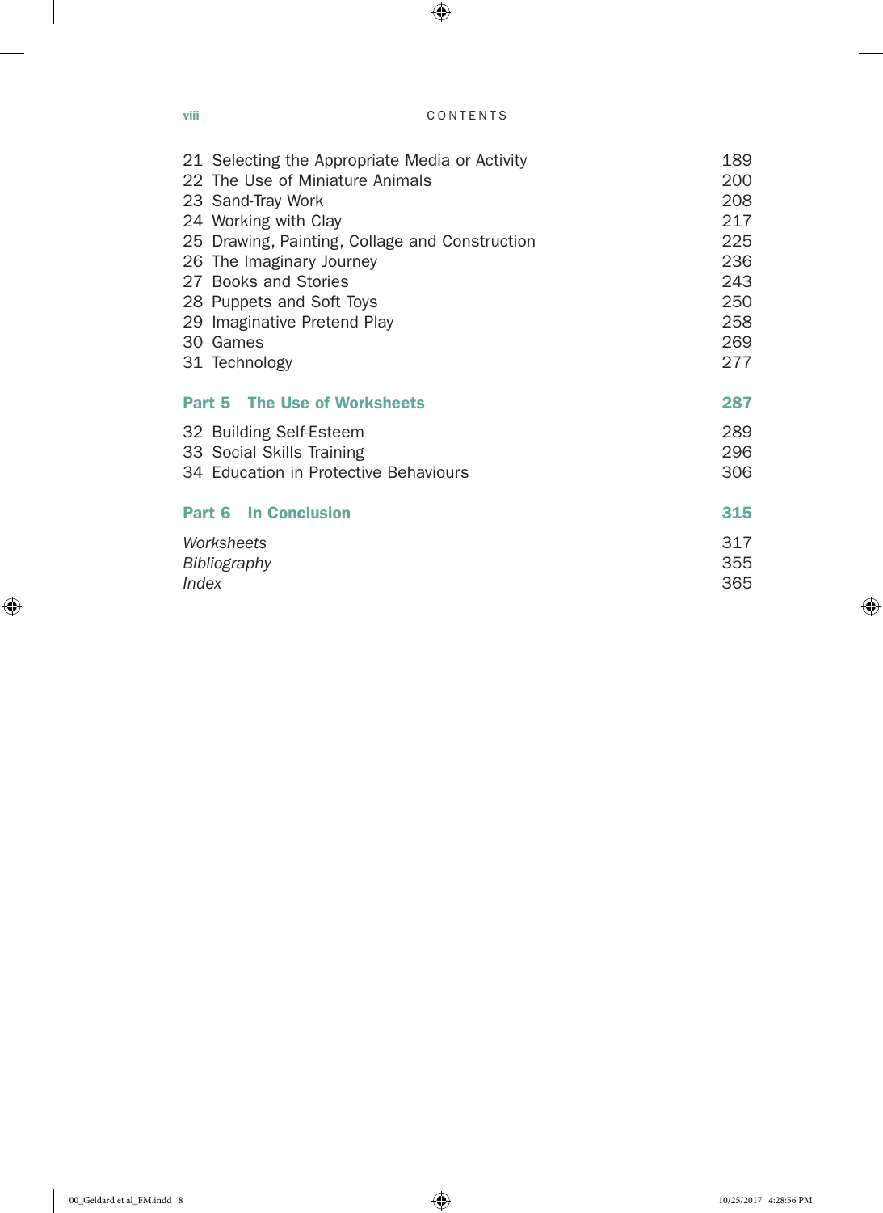| | |
|---|---|
| 21 Selecting the Appropriate Media or Activity | 189 |
| 22 The Use of Miniature Animals | 200 |
| 23 Sand-Tray Work | 208 |
| 24 Working with Clay | 217 |
| 25 Drawing, Painting, Collage and Construction | 225 |
| 26 The Imaginary Journey | 236 |
| 27 Books and Stories | 243 |
| 28 Puppets and Soft Toys | 250 |
| 29 Imaginative Pretend Play | 258 |
| 30 Games | 269 |
| 31 Technology | 277 |
| **Part 5 The Use of Worksheets** | **287** |
| 32 Building Self-Esteem | 289 |
| 33 Social Skills Training | 296 |
| 34 Education in Protective Behaviours | 306 |
| **Part 6 In Conclusion** | **315** |
| *Worksheets* | 317 |
| *Bibliography* | 355 |
| *Index* | 365 |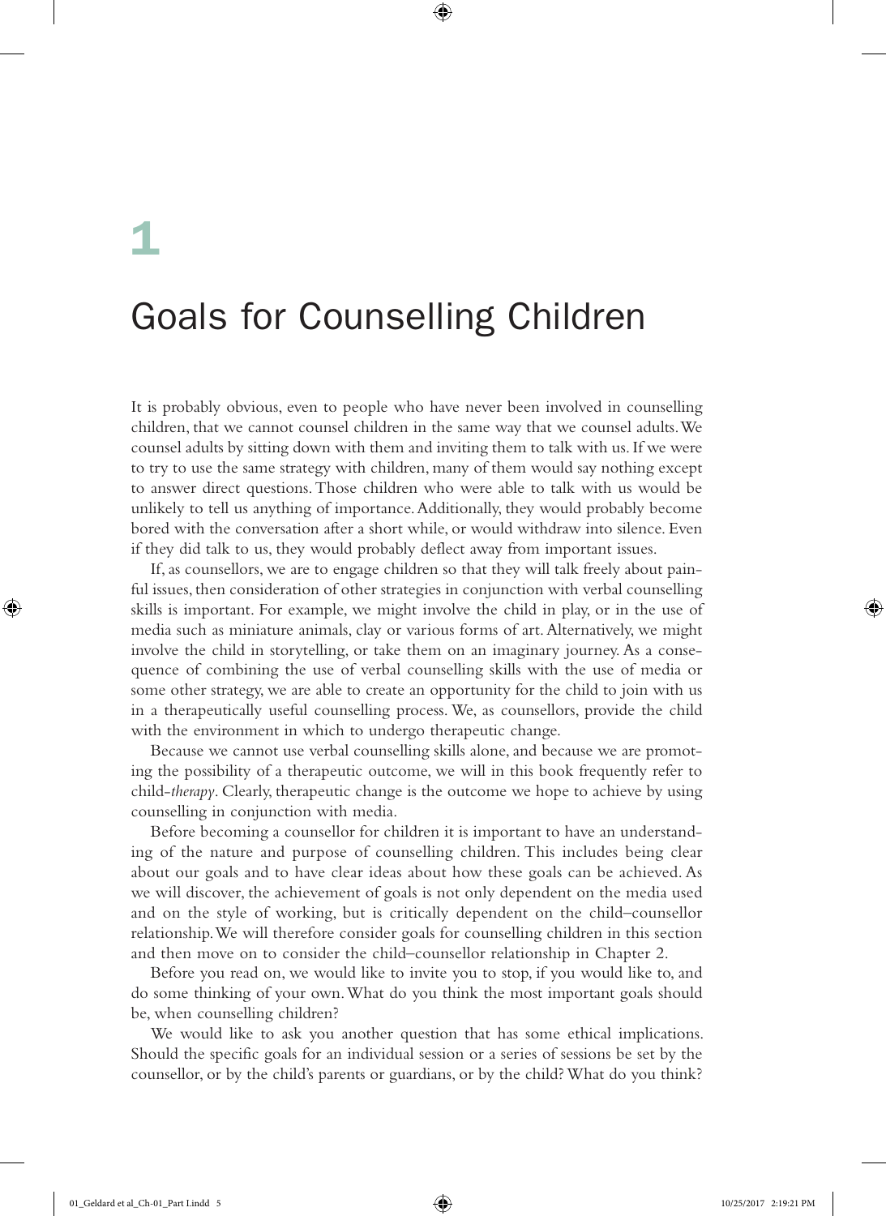# 1

# Goals for Counselling Children

It is probably obvious, even to people who have never been involved in counselling children, that we cannot counsel children in the same way that we counsel adults. We counsel adults by sitting down with them and inviting them to talk with us. If we were to try to use the same strategy with children, many of them would say nothing except to answer direct questions. Those children who were able to talk with us would be unlikely to tell us anything of importance. Additionally, they would probably become bored with the conversation after a short while, or would withdraw into silence. Even if they did talk to us, they would probably deflect away from important issues.

If, as counsellors, we are to engage children so that they will talk freely about painful issues, then consideration of other strategies in conjunction with verbal counselling skills is important. For example, we might involve the child in play, or in the use of media such as miniature animals, clay or various forms of art. Alternatively, we might involve the child in storytelling, or take them on an imaginary journey. As a consequence of combining the use of verbal counselling skills with the use of media or some other strategy, we are able to create an opportunity for the child to join with us in a therapeutically useful counselling process. We, as counsellors, provide the child with the environment in which to undergo therapeutic change.

Because we cannot use verbal counselling skills alone, and because we are promoting the possibility of a therapeutic outcome, we will in this book frequently refer to child-*therapy*. Clearly, therapeutic change is the outcome we hope to achieve by using counselling in conjunction with media.

Before becoming a counsellor for children it is important to have an understanding of the nature and purpose of counselling children. This includes being clear about our goals and to have clear ideas about how these goals can be achieved. As we will discover, the achievement of goals is not only dependent on the media used and on the style of working, but is critically dependent on the child–counsellor relationship. We will therefore consider goals for counselling children in this section and then move on to consider the child–counsellor relationship in Chapter 2.

Before you read on, we would like to invite you to stop, if you would like to, and do some thinking of your own. What do you think the most important goals should be, when counselling children?

We would like to ask you another question that has some ethical implications. Should the specific goals for an individual session or a series of sessions be set by the counsellor, or by the child's parents or guardians, or by the child? What do you think?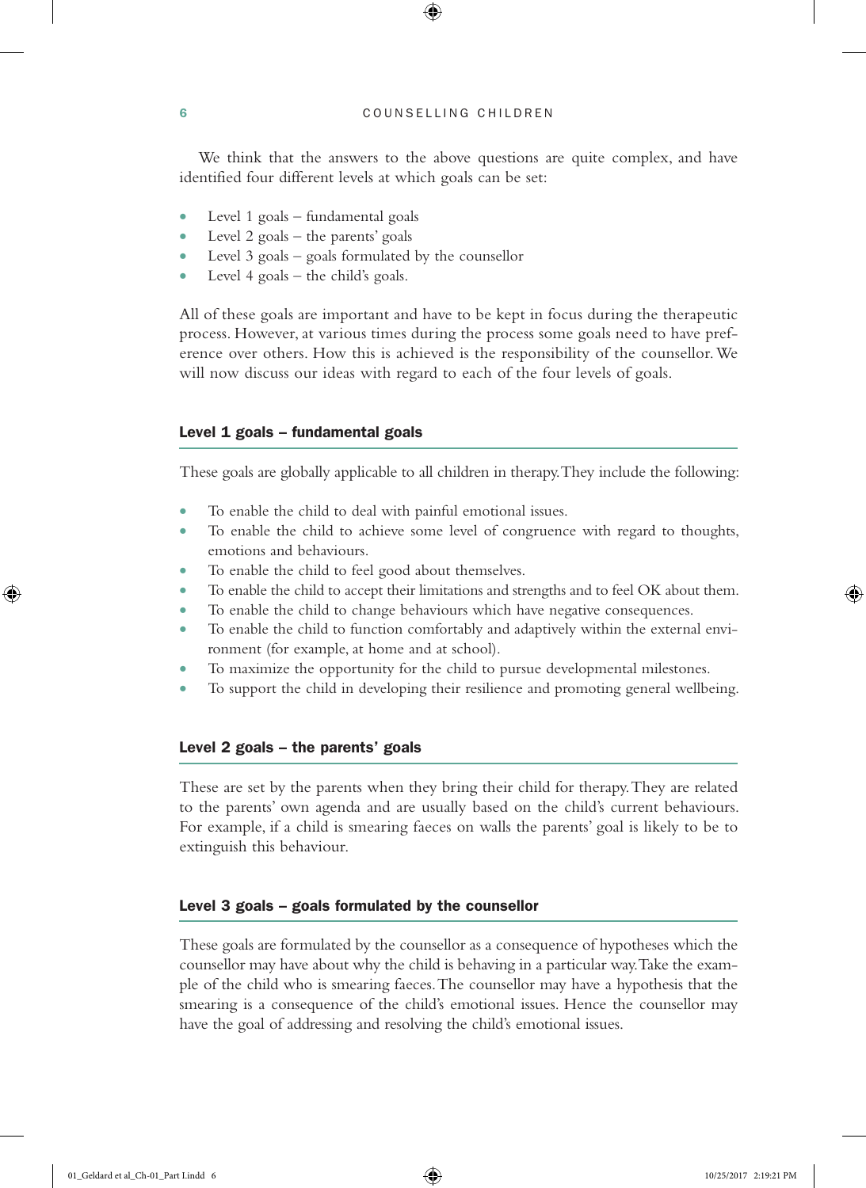We think that the answers to the above questions are quite complex, and have identified four different levels at which goals can be set:

- Level 1 goals – fundamental goals
- Level 2 goals – the parents' goals
- Level 3 goals – goals formulated by the counsellor
- Level 4 goals – the child's goals.

All of these goals are important and have to be kept in focus during the therapeutic process. However, at various times during the process some goals need to have preference over others. How this is achieved is the responsibility of the counsellor. We will now discuss our ideas with regard to each of the four levels of goals.

### Level 1 goals – fundamental goals

These goals are globally applicable to all children in therapy. They include the following:

- To enable the child to deal with painful emotional issues.
- To enable the child to achieve some level of congruence with regard to thoughts, emotions and behaviours.
- To enable the child to feel good about themselves.
- To enable the child to accept their limitations and strengths and to feel OK about them.
- To enable the child to change behaviours which have negative consequences.
- To enable the child to function comfortably and adaptively within the external environment (for example, at home and at school).
- To maximize the opportunity for the child to pursue developmental milestones.
- To support the child in developing their resilience and promoting general wellbeing.

### Level 2 goals – the parents' goals

These are set by the parents when they bring their child for therapy. They are related to the parents' own agenda and are usually based on the child's current behaviours. For example, if a child is smearing faeces on walls the parents' goal is likely to be to extinguish this behaviour.

### Level 3 goals – goals formulated by the counsellor

These goals are formulated by the counsellor as a consequence of hypotheses which the counsellor may have about why the child is behaving in a particular way. Take the example of the child who is smearing faeces. The counsellor may have a hypothesis that the smearing is a consequence of the child's emotional issues. Hence the counsellor may have the goal of addressing and resolving the child's emotional issues.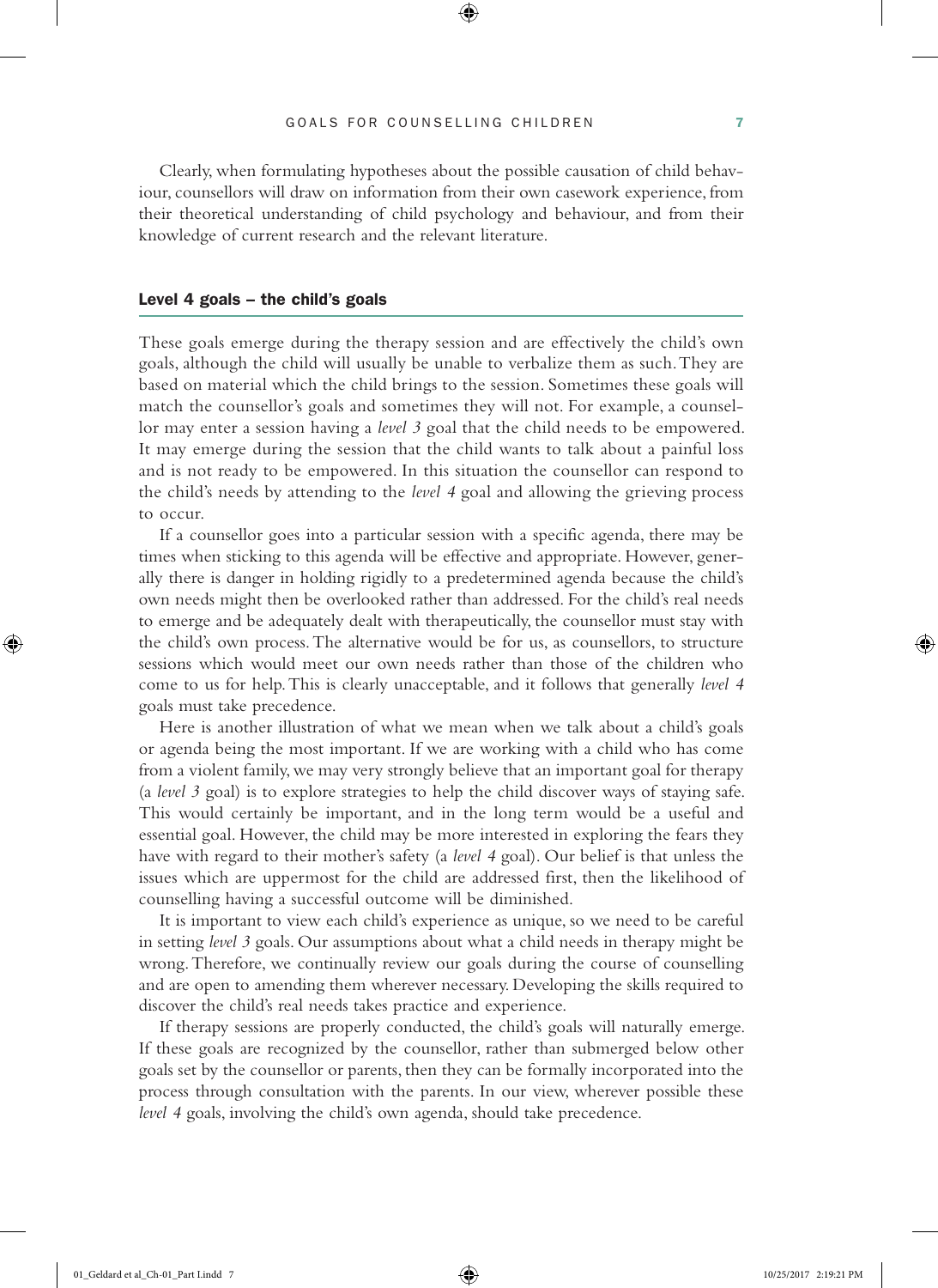Clearly, when formulating hypotheses about the possible causation of child behaviour, counsellors will draw on information from their own casework experience, from their theoretical understanding of child psychology and behaviour, and from their knowledge of current research and the relevant literature.

### Level 4 goals – the child's goals

These goals emerge during the therapy session and are effectively the child's own goals, although the child will usually be unable to verbalize them as such. They are based on material which the child brings to the session. Sometimes these goals will match the counsellor's goals and sometimes they will not. For example, a counsellor may enter a session having a *level 3* goal that the child needs to be empowered. It may emerge during the session that the child wants to talk about a painful loss and is not ready to be empowered. In this situation the counsellor can respond to the child's needs by attending to the *level 4* goal and allowing the grieving process to occur.

If a counsellor goes into a particular session with a specific agenda, there may be times when sticking to this agenda will be effective and appropriate. However, generally there is danger in holding rigidly to a predetermined agenda because the child's own needs might then be overlooked rather than addressed. For the child's real needs to emerge and be adequately dealt with therapeutically, the counsellor must stay with the child's own process. The alternative would be for us, as counsellors, to structure sessions which would meet our own needs rather than those of the children who come to us for help. This is clearly unacceptable, and it follows that generally *level 4* goals must take precedence.

Here is another illustration of what we mean when we talk about a child's goals or agenda being the most important. If we are working with a child who has come from a violent family, we may very strongly believe that an important goal for therapy (a *level 3* goal) is to explore strategies to help the child discover ways of staying safe. This would certainly be important, and in the long term would be a useful and essential goal. However, the child may be more interested in exploring the fears they have with regard to their mother's safety (a *level 4* goal). Our belief is that unless the issues which are uppermost for the child are addressed first, then the likelihood of counselling having a successful outcome will be diminished.

It is important to view each child's experience as unique, so we need to be careful in setting *level 3* goals. Our assumptions about what a child needs in therapy might be wrong. Therefore, we continually review our goals during the course of counselling and are open to amending them wherever necessary. Developing the skills required to discover the child's real needs takes practice and experience.

If therapy sessions are properly conducted, the child's goals will naturally emerge. If these goals are recognized by the counsellor, rather than submerged below other goals set by the counsellor or parents, then they can be formally incorporated into the process through consultation with the parents. In our view, wherever possible these *level 4* goals, involving the child's own agenda, should take precedence.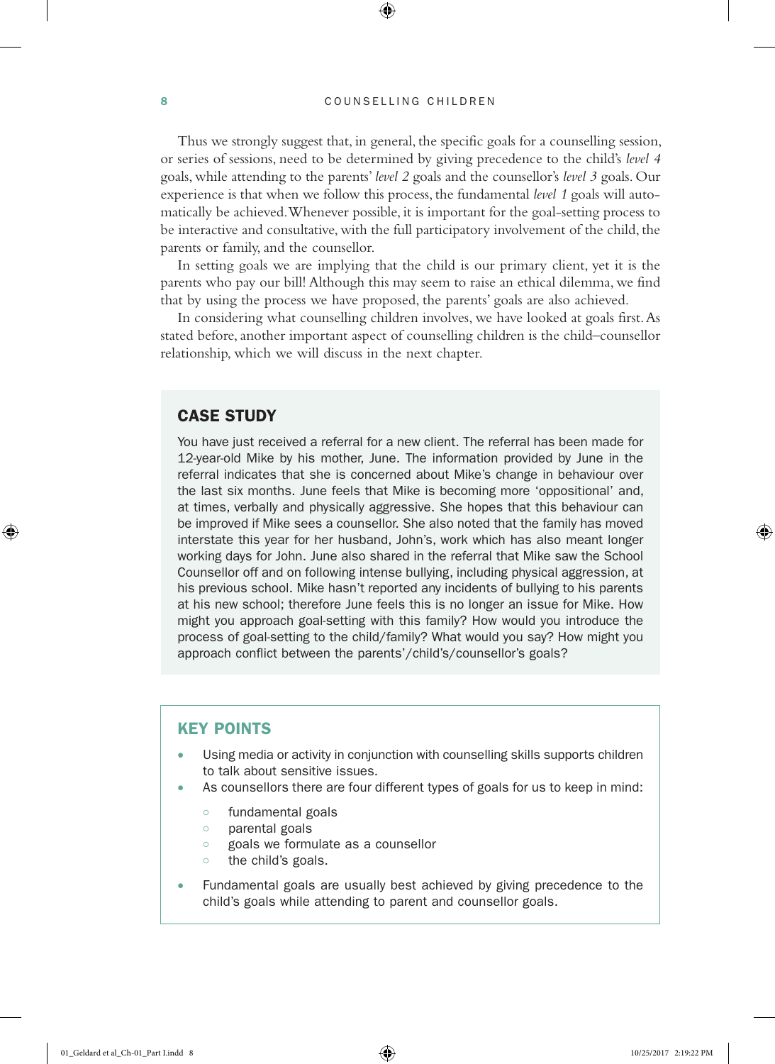Thus we strongly suggest that, in general, the specific goals for a counselling session, or series of sessions, need to be determined by giving precedence to the child's *level 4* goals, while attending to the parents' *level 2* goals and the counsellor's *level 3* goals. Our experience is that when we follow this process, the fundamental *level 1* goals will automatically be achieved. Whenever possible, it is important for the goal-setting process to be interactive and consultative, with the full participatory involvement of the child, the parents or family, and the counsellor.

In setting goals we are implying that the child is our primary client, yet it is the parents who pay our bill! Although this may seem to raise an ethical dilemma, we find that by using the process we have proposed, the parents' goals are also achieved.

In considering what counselling children involves, we have looked at goals first. As stated before, another important aspect of counselling children is the child–counsellor relationship, which we will discuss in the next chapter.

## CASE STUDY

You have just received a referral for a new client. The referral has been made for 12-year-old Mike by his mother, June. The information provided by June in the referral indicates that she is concerned about Mike's change in behaviour over the last six months. June feels that Mike is becoming more 'oppositional' and, at times, verbally and physically aggressive. She hopes that this behaviour can be improved if Mike sees a counsellor. She also noted that the family has moved interstate this year for her husband, John's, work which has also meant longer working days for John. June also shared in the referral that Mike saw the School Counsellor off and on following intense bullying, including physical aggression, at his previous school. Mike hasn't reported any incidents of bullying to his parents at his new school; therefore June feels this is no longer an issue for Mike. How might you approach goal-setting with this family? How would you introduce the process of goal-setting to the child/family? What would you say? How might you approach conflict between the parents'/child's/counsellor's goals?

## KEY POINTS

- Using media or activity in conjunction with counselling skills supports children to talk about sensitive issues.
- As counsellors there are four different types of goals for us to keep in mind:
    - fundamental goals
    - parental goals
    - goals we formulate as a counsellor
    - the child's goals.
- Fundamental goals are usually best achieved by giving precedence to the child's goals while attending to parent and counsellor goals.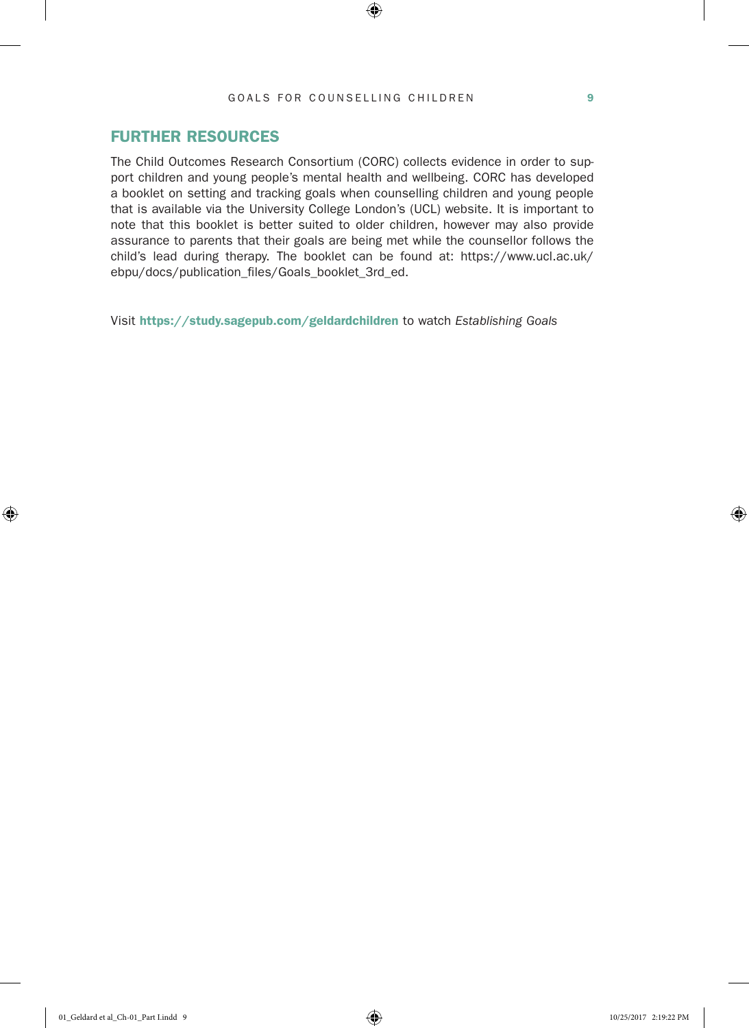## FURTHER RESOURCES

The Child Outcomes Research Consortium (CORC) collects evidence in order to support children and young people's mental health and wellbeing. CORC has developed a booklet on setting and tracking goals when counselling children and young people that is available via the University College London's (UCL) website. It is important to note that this booklet is better suited to older children, however may also provide assurance to parents that their goals are being met while the counsellor follows the child's lead during therapy. The booklet can be found at: https://www.ucl.ac.uk/ebpu/docs/publication_files/Goals_booklet_3rd_ed.

Visit **https://study.sagepub.com/geldardchildren** to watch *Establishing Goals*